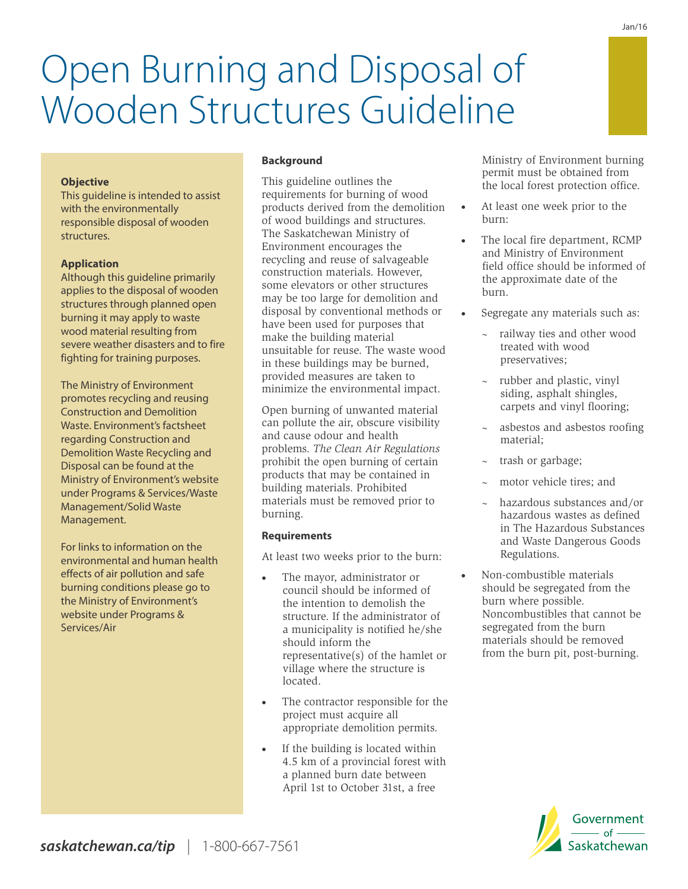# Open Burning and Disposal of Wooden Structures Guideline

**Objective**

This guideline is intended to assist with the environmentally responsible disposal of wooden structures.

**Application**

Although this guideline primarily applies to the disposal of wooden structures through planned open burning it may apply to waste wood material resulting from severe weather disasters and to fire fighting for training purposes.

The Ministry of Environment promotes recycling and reusing Construction and Demolition Waste. Environment's factsheet regarding Construction and Demolition Waste Recycling and Disposal can be found at the Ministry of Environment's website under Programs & Services/Waste Management/Solid Waste Management.

For links to information on the environmental and human health effects of air pollution and safe burning conditions please go to the Ministry of Environment's website under Programs & Services/Air

**Background**

This guideline outlines the requirements for burning of wood products derived from the demolition of wood buildings and structures. The Saskatchewan Ministry of Environment encourages the recycling and reuse of salvageable construction materials. However, some elevators or other structures may be too large for demolition and disposal by conventional methods or have been used for purposes that make the building material unsuitable for reuse. The waste wood in these buildings may be burned, provided measures are taken to minimize the environmental impact.

Open burning of unwanted material can pollute the air, obscure visibility and cause odour and health problems. *The Clean Air Regulations* prohibit the open burning of certain products that may be contained in building materials. Prohibited materials must be removed prior to burning.

**Requirements**

At least two weeks prior to the burn:

- The mayor, administrator or council should be informed of the intention to demolish the structure. If the administrator of a municipality is notified he/she should inform the representative(s) of the hamlet or village where the structure is located.
- The contractor responsible for the project must acquire all appropriate demolition permits.
- If the building is located within 4.5 km of a provincial forest with a planned burn date between April 1st to October 31st, a free Ministry of Environment burning permit must be obtained from the local forest protection office.
- At least one week prior to the burn:
- The local fire department, RCMP and Ministry of Environment field office should be informed of the approximate date of the burn.
- Segregate any materials such as:
  - railway ties and other wood treated with wood preservatives;
  - rubber and plastic, vinyl siding, asphalt shingles, carpets and vinyl flooring;
  - asbestos and asbestos roofing material;
  - trash or garbage;
  - motor vehicle tires; and
  - hazardous substances and/or hazardous wastes as defined in The Hazardous Substances and Waste Dangerous Goods Regulations.
- Non-combustible materials should be segregated from the burn where possible. Noncombustibles that cannot be segregated from the burn materials should be removed from the burn pit, post-burning.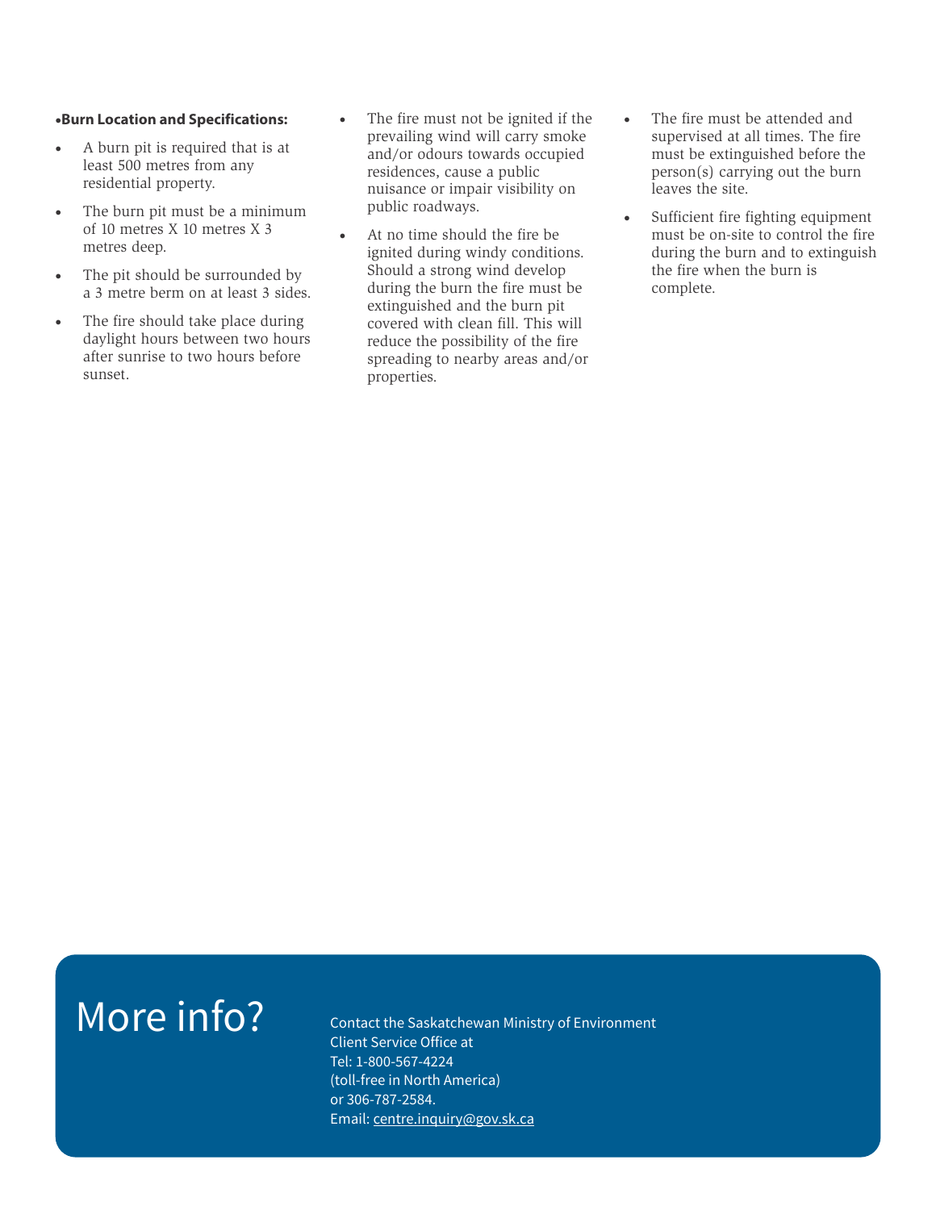**•Burn Location and Specifications:**

- A burn pit is required that is at least 500 metres from any residential property.
- The burn pit must be a minimum of 10 metres X 10 metres X 3 metres deep.
- The pit should be surrounded by a 3 metre berm on at least 3 sides.
- The fire should take place during daylight hours between two hours after sunrise to two hours before sunset.
- The fire must not be ignited if the prevailing wind will carry smoke and/or odours towards occupied residences, cause a public nuisance or impair visibility on public roadways.
- At no time should the fire be ignited during windy conditions. Should a strong wind develop during the burn the fire must be extinguished and the burn pit covered with clean fill. This will reduce the possibility of the fire spreading to nearby areas and/or properties.
- The fire must be attended and supervised at all times. The fire must be extinguished before the person(s) carrying out the burn leaves the site.
- Sufficient fire fighting equipment must be on-site to control the fire during the burn and to extinguish the fire when the burn is complete.

# More info?

Contact the Saskatchewan Ministry of Environment Client Service Office at
Tel: 1-800-567-4224
(toll-free in North America)
or 306-787-2584.
Email: centre.inquiry@gov.sk.ca